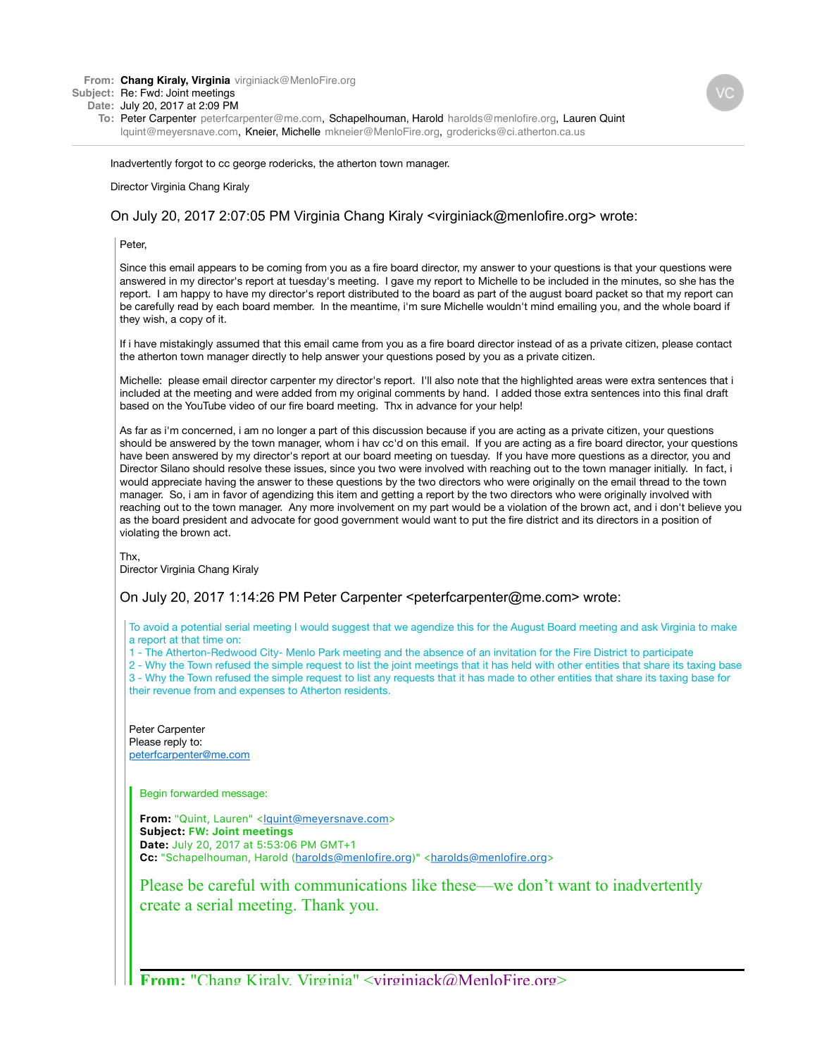**From:** **Chang Kiraly, Virginia** virginiack@MenloFire.org
**Subject:** Re: Fwd: Joint meetings
**Date:** July 20, 2017 at 2:09 PM
**To:** Peter Carpenter peterfcarpenter@me.com, Schapelhouman, Harold harolds@menlofire.org, Lauren Quint lquint@meyersnave.com, Kneier, Michelle mkneier@MenloFire.org, gredericks@ci.atherton.ca.us

Inadvertently forgot to cc george rodericks, the atherton town manager.

Director Virginia Chang Kiraly

On July 20, 2017 2:07:05 PM Virginia Chang Kiraly <virginiack@menlofire.org> wrote:

> Peter,
>
> Since this email appears to be coming from you as a fire board director, my answer to your questions is that your questions were answered in my director's report at tuesday's meeting. I gave my report to Michelle to be included in the minutes, so she has the report. I am happy to have my director's report distributed to the board as part of the august board packet so that my report can be carefully read by each board member. In the meantime, i'm sure Michelle wouldn't mind emailing you, and the whole board if they wish, a copy of it.
>
> If i have mistakingly assumed that this email came from you as a fire board director instead of as a private citizen, please contact the atherton town manager directly to help answer your questions posed by you as a private citizen.
>
> Michelle: please email director carpenter my director's report. I'll also note that the highlighted areas were extra sentences that i included at the meeting and were added from my original comments by hand. I added those extra sentences into this final draft based on the YouTube video of our fire board meeting. Thx in advance for your help!
>
> As far as i'm concerned, i am no longer a part of this discussion because if you are acting as a private citizen, your questions should be answered by the town manager, whom i hav cc'd on this email. If you are acting as a fire board director, your questions have been answered by my director's report at our board meeting on tuesday. If you have more questions as a director, you and Director Silano should resolve these issues, since you two were involved with reaching out to the town manager initially. In fact, i would appreciate having the answer to these questions by the two directors who were originally on the email thread to the town manager. So, i am in favor of agendizing this item and getting a report by the two directors who were originally involved with reaching out to the town manager. Any more involvement on my part would be a violation of the brown act, and i don't believe you as the board president and advocate for good government would want to put the fire district and its directors in a position of violating the brown act.
>
> Thx,
> Director Virginia Chang Kiraly
>
> On July 20, 2017 1:14:26 PM Peter Carpenter <peterfcarpenter@me.com> wrote:
>
> > To avoid a potential serial meeting I would suggest that we agendize this for the August Board meeting and ask Virginia to make a report at that time on:
> > 1 - The Atherton-Redwood City- Menlo Park meeting and the absence of an invitation for the Fire District to participate
> > 2 - Why the Town refused the simple request to list the joint meetings that it has held with other entities that share its taxing base
> > 3 - Why the Town refused the simple request to list any requests that it has made to other entities that share its taxing base for their revenue from and expenses to Atherton residents.
> >
> > Peter Carpenter
> > Please reply to:
> > peterfcarpenter@me.com
> >
> > > Begin forwarded message:
> > >
> > > **From:** "Quint, Lauren" <lquint@meyersnave.com>
> > > **Subject:** **FW: Joint meetings**
> > > **Date:** July 20, 2017 at 5:53:06 PM GMT+1
> > > **Cc:** "Schapelhouman, Harold (harolds@menlofire.org)" <harolds@menlofire.org>
> > >
> > > Please be careful with communications like these—we don't want to inadvertently create a serial meeting. Thank you.
> > >
> > > ---
> > >
> > > **From:** "Chang Kiraly, Virginia" <virginiack@MenloFire.org>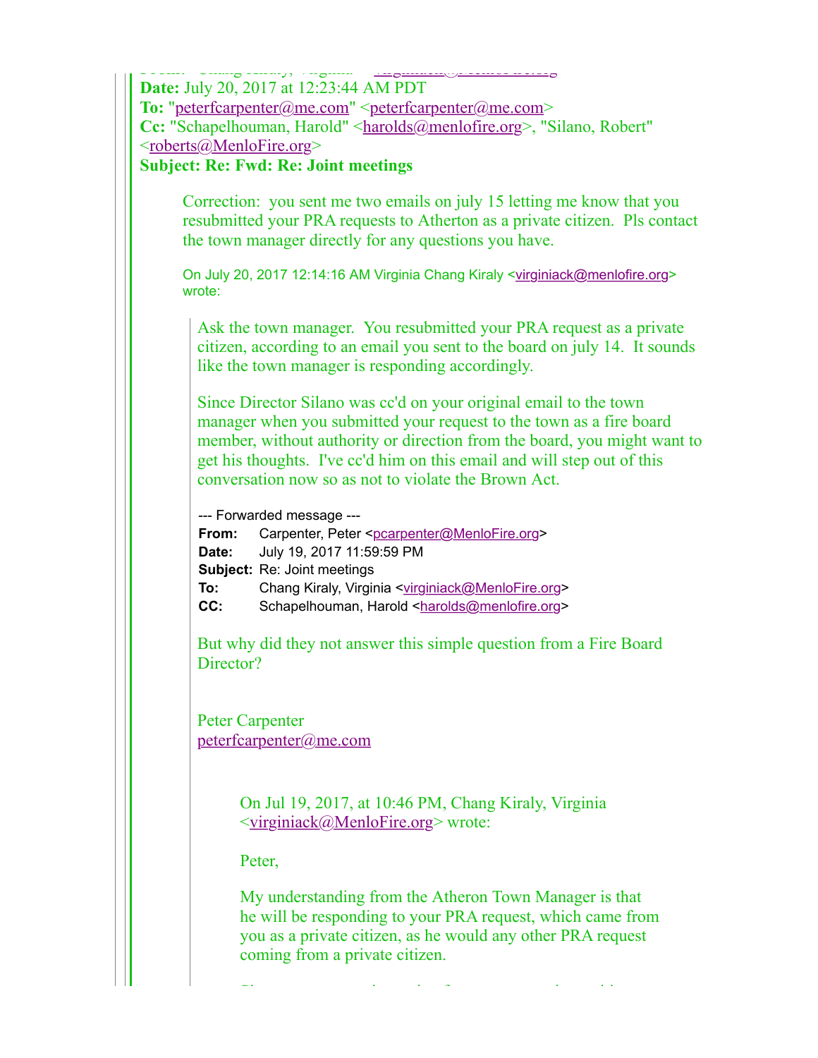**Date:** July 20, 2017 at 12:23:44 AM PDT
**To:** "peterfcarpenter@me.com" <peterfcarpenter@me.com>
**Cc:** "Schapelhouman, Harold" <harolds@menlofire.org>, "Silano, Robert" <roberts@MenloFire.org>
**Subject: Re: Fwd: Re: Joint meetings**

> Correction: you sent me two emails on july 15 letting me know that you resubmitted your PRA requests to Atherton as a private citizen. Pls contact the town manager directly for any questions you have.
>
> On July 20, 2017 12:14:16 AM Virginia Chang Kiraly <virginiack@menlofire.org> wrote:
>
>> Ask the town manager. You resubmitted your PRA request as a private citizen, according to an email you sent to the board on july 14. It sounds like the town manager is responding accordingly.
>>
>> Since Director Silano was cc'd on your original email to the town manager when you submitted your request to the town as a fire board member, without authority or direction from the board, you might want to get his thoughts. I've cc'd him on this email and will step out of this conversation now so as not to violate the Brown Act.
>>
>> --- Forwarded message ---
>> **From:** Carpenter, Peter <pcarpenter@MenloFire.org>
>> **Date:** July 19, 2017 11:59:59 PM
>> **Subject:** Re: Joint meetings
>> **To:** Chang Kiraly, Virginia <virginiack@MenloFire.org>
>> **CC:** Schapelhouman, Harold <harolds@menlofire.org>
>>
>> But why did they not answer this simple question from a Fire Board Director?
>>
>> Peter Carpenter
>> peterfcarpenter@me.com
>>
>>> On Jul 19, 2017, at 10:46 PM, Chang Kiraly, Virginia <virginiack@MenloFire.org> wrote:
>>>
>>> Peter,
>>>
>>> My understanding from the Atheron Town Manager is that he will be responding to your PRA request, which came from you as a private citizen, as he would any other PRA request coming from a private citizen.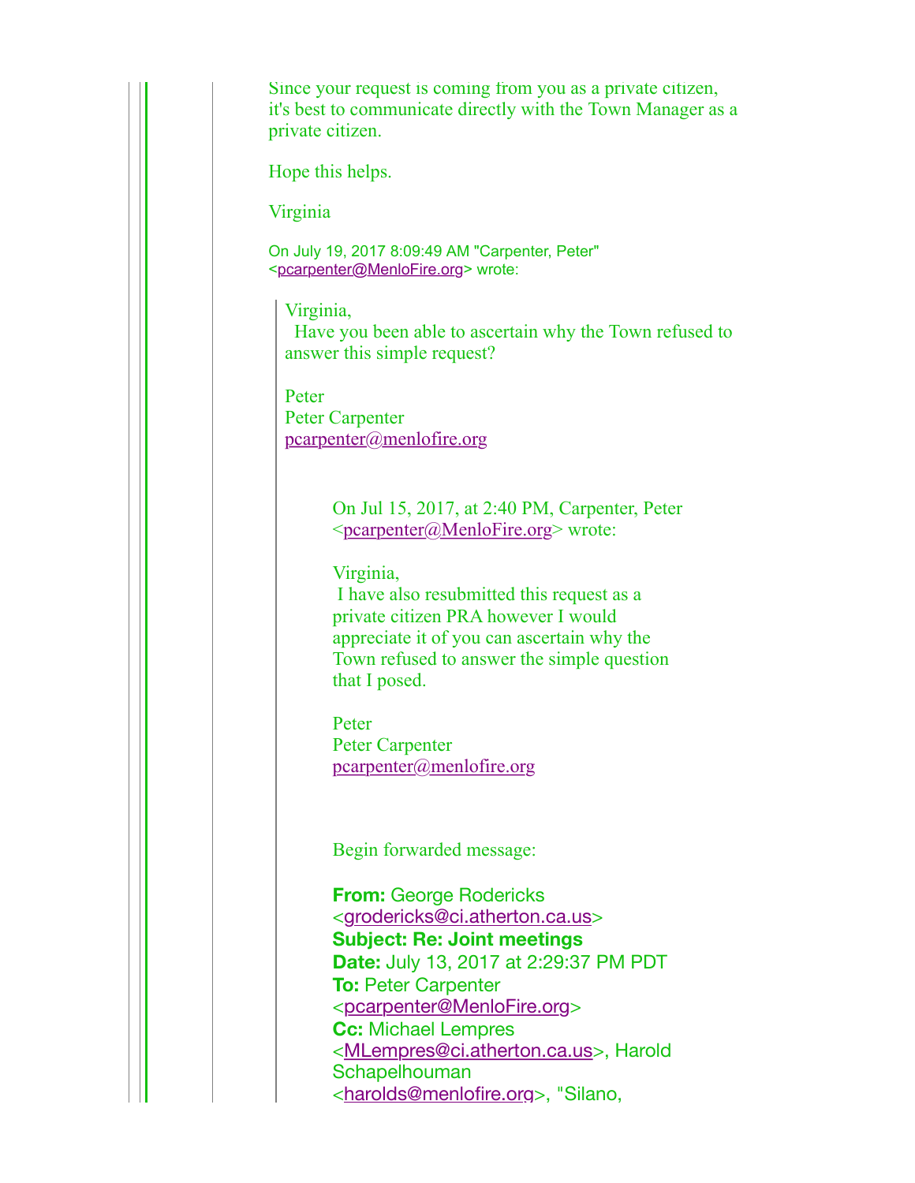Since your request is coming from you as a private citizen, it's best to communicate directly with the Town Manager as a private citizen.

Hope this helps.

Virginia

On July 19, 2017 8:09:49 AM "Carpenter, Peter" <pcarpenter@MenloFire.org> wrote:

> Virginia,
> Have you been able to ascertain why the Town refused to answer this simple request?
>
> Peter
> Peter Carpenter
> pcarpenter@menlofire.org
>
> > On Jul 15, 2017, at 2:40 PM, Carpenter, Peter <pcarpenter@MenloFire.org> wrote:
> >
> > Virginia,
> > I have also resubmitted this request as a private citizen PRA however I would appreciate it of you can ascertain why the Town refused to answer the simple question that I posed.
> >
> > Peter
> > Peter Carpenter
> > pcarpenter@menlofire.org
> >
> > Begin forwarded message:
> >
> > **From:** George Rodericks <grodericks@ci.atherton.ca.us>
> > **Subject: Re: Joint meetings**
> > **Date:** July 13, 2017 at 2:29:37 PM PDT
> > **To:** Peter Carpenter <pcarpenter@MenloFire.org>
> > **Cc:** Michael Lempres <MLempres@ci.atherton.ca.us>, Harold Schapelhouman <harolds@menlofire.org>, "Silano,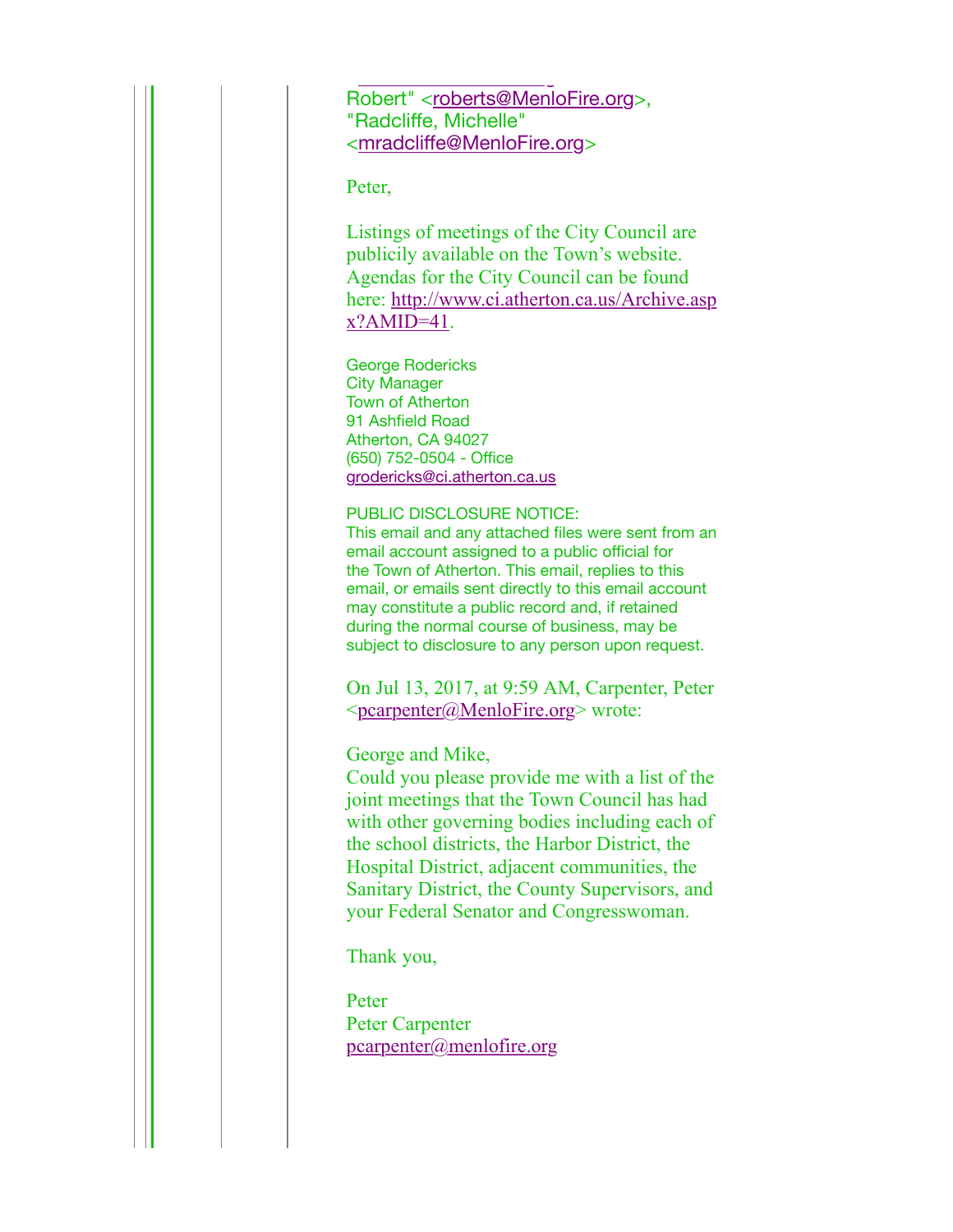Robert" <roberts@MenloFire.org>, "Radcliffe, Michelle" <mradcliffe@MenloFire.org>

Peter,

Listings of meetings of the City Council are publicily available on the Town's website. Agendas for the City Council can be found here: http://www.ci.atherton.ca.us/Archive.aspx?AMID=41.

George Rodericks
City Manager
Town of Atherton
91 Ashfield Road
Atherton, CA 94027
(650) 752-0504 - Office
grodericks@ci.atherton.ca.us

PUBLIC DISCLOSURE NOTICE:
This email and any attached files were sent from an email account assigned to a public official for the Town of Atherton. This email, replies to this email, or emails sent directly to this email account may constitute a public record and, if retained during the normal course of business, may be subject to disclosure to any person upon request.

On Jul 13, 2017, at 9:59 AM, Carpenter, Peter <pcarpenter@MenloFire.org> wrote:

George and Mike,
Could you please provide me with a list of the joint meetings that the Town Council has had with other governing bodies including each of the school districts, the Harbor District, the Hospital District, adjacent communities, the Sanitary District, the County Supervisors, and your Federal Senator and Congresswoman.

Thank you,

Peter
Peter Carpenter
pcarpenter@menlofire.org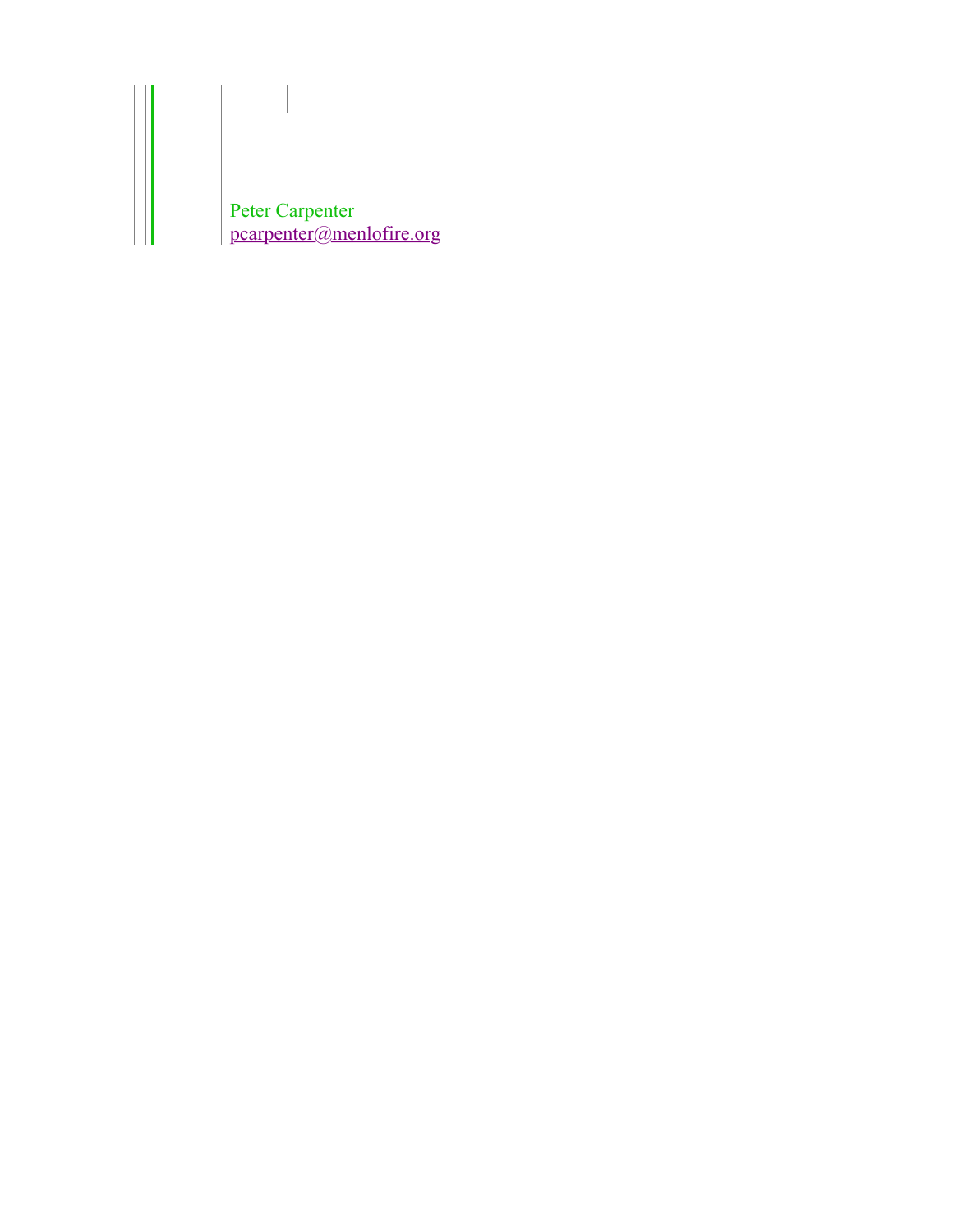Peter Carpenter
pcarpenter@menlofire.org